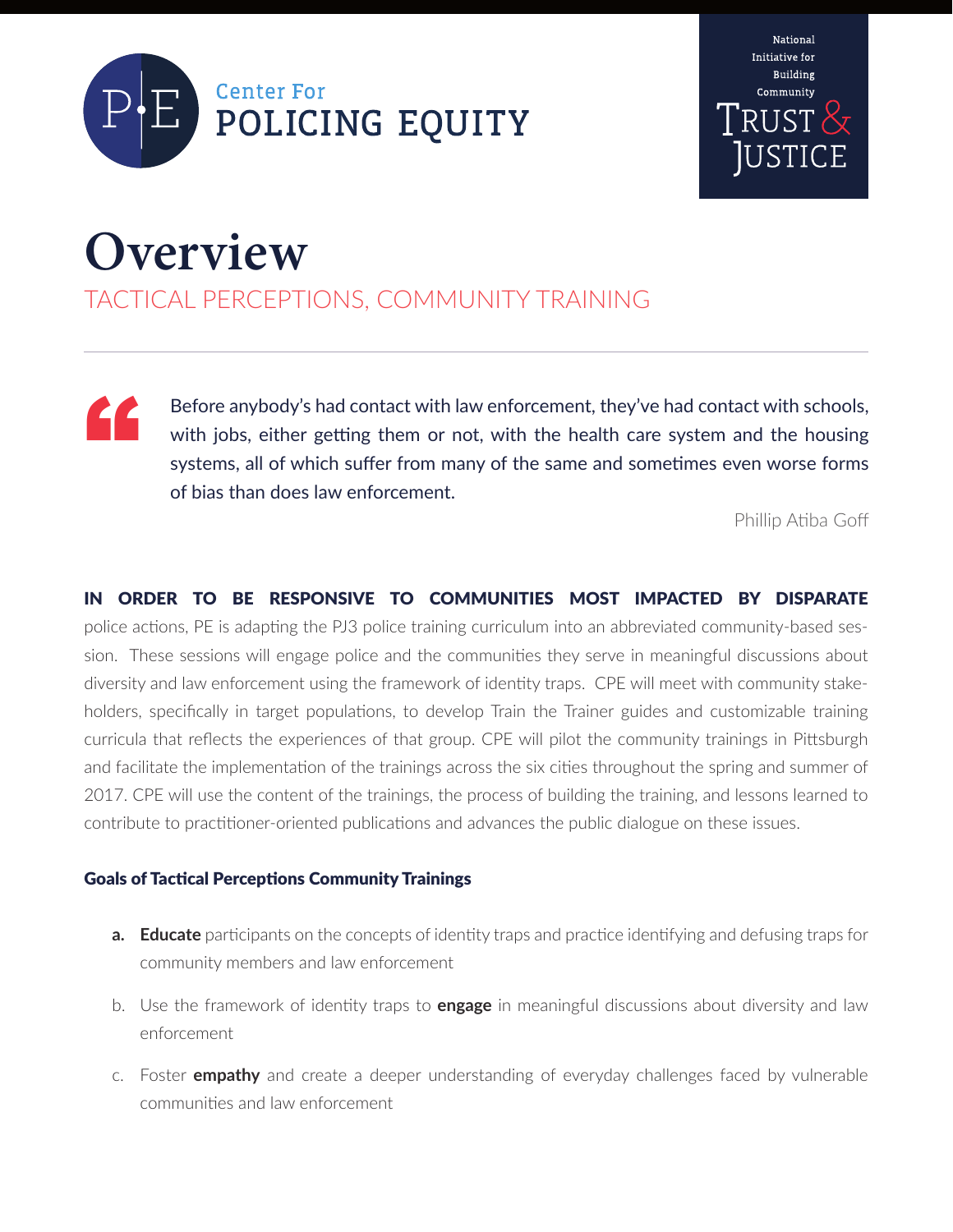Center For
POLICING EQUITY

National Initiative for Building Community
TRUST & JUSTICE

# Overview

## TACTICAL PERCEPTIONS, COMMUNITY TRAINING

> Before anybody's had contact with law enforcement, they've had contact with schools, with jobs, either getting them or not, with the health care system and the housing systems, all of which suffer from many of the same and sometimes even worse forms of bias than does law enforcement.
>
> Phillip Atiba Goff

**IN ORDER TO BE RESPONSIVE TO COMMUNITIES MOST IMPACTED BY DISPARATE** police actions, PE is adapting the PJ3 police training curriculum into an abbreviated community-based session. These sessions will engage police and the communities they serve in meaningful discussions about diversity and law enforcement using the framework of identity traps. CPE will meet with community stakeholders, specifically in target populations, to develop Train the Trainer guides and customizable training curricula that reflects the experiences of that group. CPE will pilot the community trainings in Pittsburgh and facilitate the implementation of the trainings across the six cities throughout the spring and summer of 2017. CPE will use the content of the trainings, the process of building the training, and lessons learned to contribute to practitioner-oriented publications and advances the public dialogue on these issues.

### Goals of Tactical Perceptions Community Trainings

a. **Educate** participants on the concepts of identity traps and practice identifying and defusing traps for community members and law enforcement

b. Use the framework of identity traps to **engage** in meaningful discussions about diversity and law enforcement

c. Foster **empathy** and create a deeper understanding of everyday challenges faced by vulnerable communities and law enforcement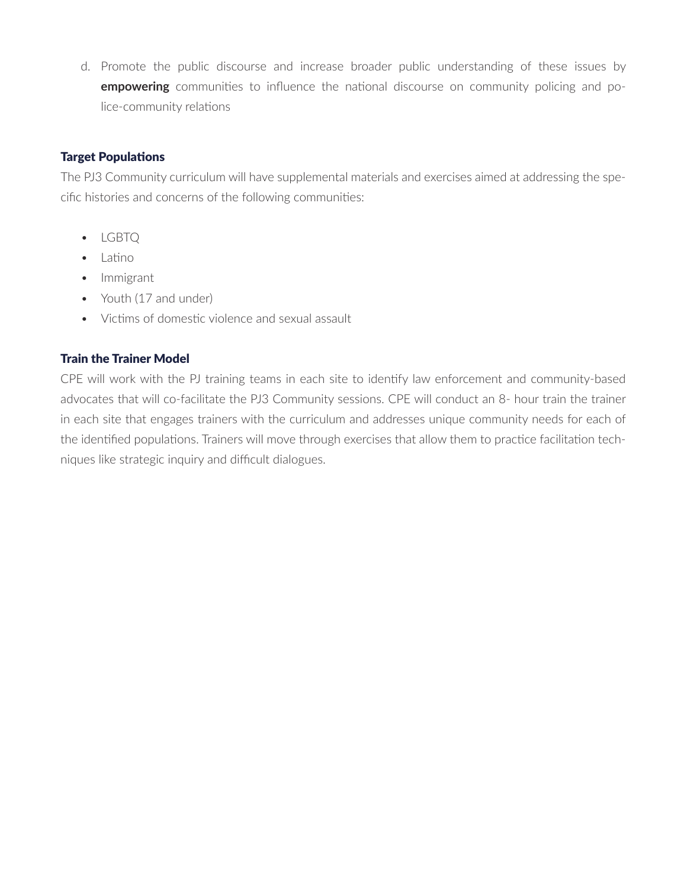d. Promote the public discourse and increase broader public understanding of these issues by **empowering** communities to influence the national discourse on community policing and police-community relations

### Target Populations

The PJ3 Community curriculum will have supplemental materials and exercises aimed at addressing the specific histories and concerns of the following communities:

- LGBTQ
- Latino
- Immigrant
- Youth (17 and under)
- Victims of domestic violence and sexual assault

### Train the Trainer Model

CPE will work with the PJ training teams in each site to identify law enforcement and community-based advocates that will co-facilitate the PJ3 Community sessions. CPE will conduct an 8- hour train the trainer in each site that engages trainers with the curriculum and addresses unique community needs for each of the identified populations. Trainers will move through exercises that allow them to practice facilitation techniques like strategic inquiry and difficult dialogues.